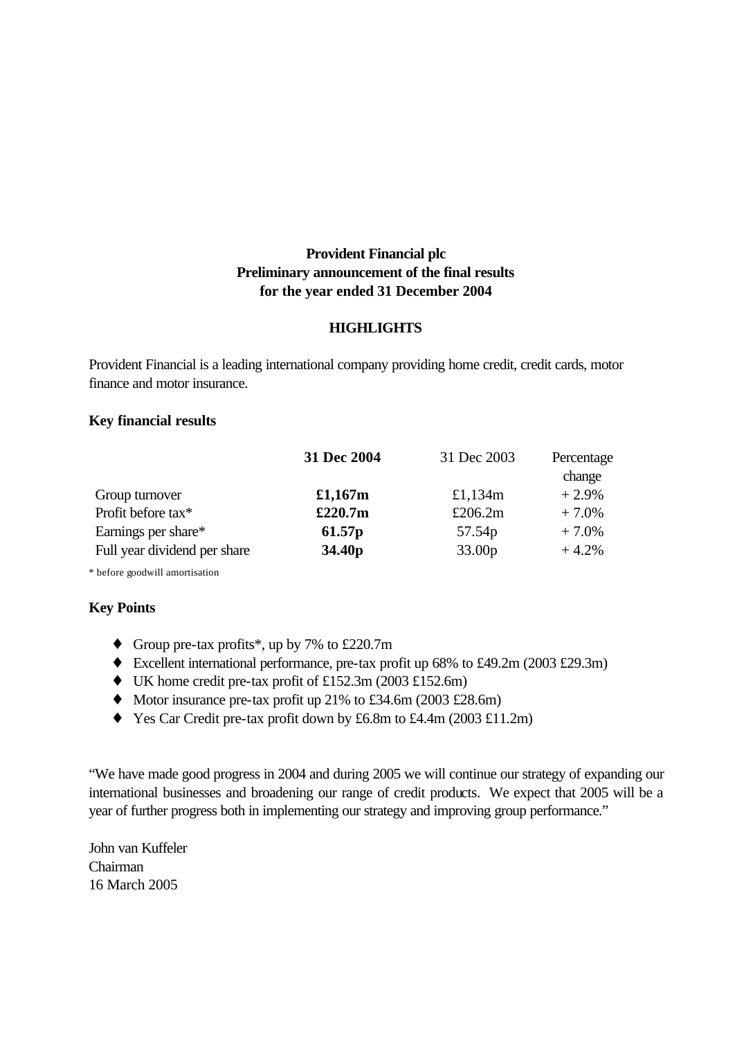**Provident Financial plc**
**Preliminary announcement of the final results**
**for the year ended 31 December 2004**

## HIGHLIGHTS

Provident Financial is a leading international company providing home credit, credit cards, motor finance and motor insurance.

**Key financial results**

| | **31 Dec 2004** | 31 Dec 2003 | Percentage change |
|---|---|---|---|
| Group turnover | **£1,167m** | £1,134m | + 2.9% |
| Profit before tax* | **£220.7m** | £206.2m | + 7.0% |
| Earnings per share* | **61.57p** | 57.54p | + 7.0% |
| Full year dividend per share | **34.40p** | 33.00p | + 4.2% |

\* before goodwill amortisation

**Key Points**

- Group pre-tax profits*, up by 7% to £220.7m
- Excellent international performance, pre-tax profit up 68% to £49.2m (2003 £29.3m)
- UK home credit pre-tax profit of £152.3m (2003 £152.6m)
- Motor insurance pre-tax profit up 21% to £34.6m (2003 £28.6m)
- Yes Car Credit pre-tax profit down by £6.8m to £4.4m (2003 £11.2m)

"We have made good progress in 2004 and during 2005 we will continue our strategy of expanding our international businesses and broadening our range of credit products. We expect that 2005 will be a year of further progress both in implementing our strategy and improving group performance."

John van Kuffeler
Chairman
16 March 2005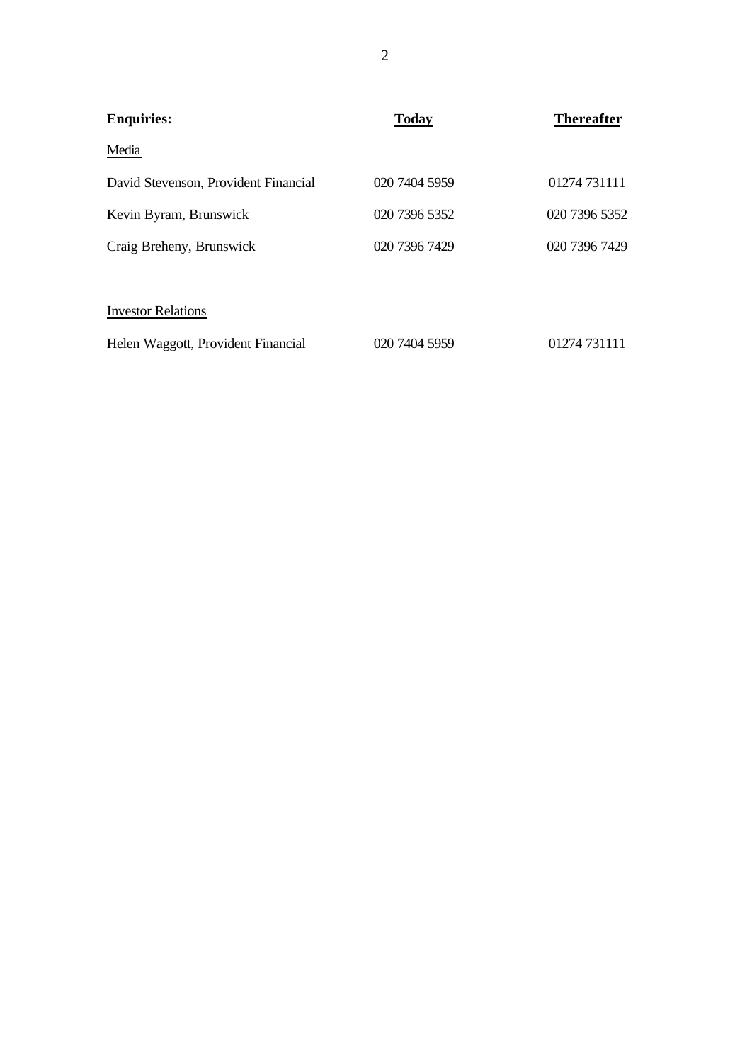| **Enquiries:** | **Today** | **Thereafter** |
|---|---|---|
| Media | | |
| David Stevenson, Provident Financial | 020 7404 5959 | 01274 731111 |
| Kevin Byram, Brunswick | 020 7396 5352 | 020 7396 5352 |
| Craig Breheny, Brunswick | 020 7396 7429 | 020 7396 7429 |
| | | |
| Investor Relations | | |
| Helen Waggott, Provident Financial | 020 7404 5959 | 01274 731111 |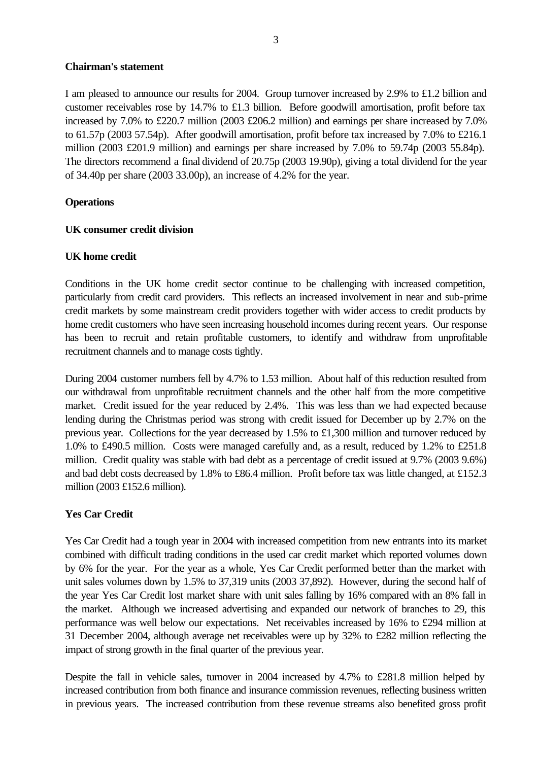## Chairman's statement

I am pleased to announce our results for 2004. Group turnover increased by 2.9% to £1.2 billion and customer receivables rose by 14.7% to £1.3 billion. Before goodwill amortisation, profit before tax increased by 7.0% to £220.7 million (2003 £206.2 million) and earnings per share increased by 7.0% to 61.57p (2003 57.54p). After goodwill amortisation, profit before tax increased by 7.0% to £216.1 million (2003 £201.9 million) and earnings per share increased by 7.0% to 59.74p (2003 55.84p). The directors recommend a final dividend of 20.75p (2003 19.90p), giving a total dividend for the year of 34.40p per share (2003 33.00p), an increase of 4.2% for the year.

## Operations

### UK consumer credit division

### UK home credit

Conditions in the UK home credit sector continue to be challenging with increased competition, particularly from credit card providers. This reflects an increased involvement in near and sub-prime credit markets by some mainstream credit providers together with wider access to credit products by home credit customers who have seen increasing household incomes during recent years. Our response has been to recruit and retain profitable customers, to identify and withdraw from unprofitable recruitment channels and to manage costs tightly.

During 2004 customer numbers fell by 4.7% to 1.53 million. About half of this reduction resulted from our withdrawal from unprofitable recruitment channels and the other half from the more competitive market. Credit issued for the year reduced by 2.4%. This was less than we had expected because lending during the Christmas period was strong with credit issued for December up by 2.7% on the previous year. Collections for the year decreased by 1.5% to £1,300 million and turnover reduced by 1.0% to £490.5 million. Costs were managed carefully and, as a result, reduced by 1.2% to £251.8 million. Credit quality was stable with bad debt as a percentage of credit issued at 9.7% (2003 9.6%) and bad debt costs decreased by 1.8% to £86.4 million. Profit before tax was little changed, at £152.3 million (2003 £152.6 million).

### Yes Car Credit

Yes Car Credit had a tough year in 2004 with increased competition from new entrants into its market combined with difficult trading conditions in the used car credit market which reported volumes down by 6% for the year. For the year as a whole, Yes Car Credit performed better than the market with unit sales volumes down by 1.5% to 37,319 units (2003 37,892). However, during the second half of the year Yes Car Credit lost market share with unit sales falling by 16% compared with an 8% fall in the market. Although we increased advertising and expanded our network of branches to 29, this performance was well below our expectations. Net receivables increased by 16% to £294 million at 31 December 2004, although average net receivables were up by 32% to £282 million reflecting the impact of strong growth in the final quarter of the previous year.

Despite the fall in vehicle sales, turnover in 2004 increased by 4.7% to £281.8 million helped by increased contribution from both finance and insurance commission revenues, reflecting business written in previous years. The increased contribution from these revenue streams also benefited gross profit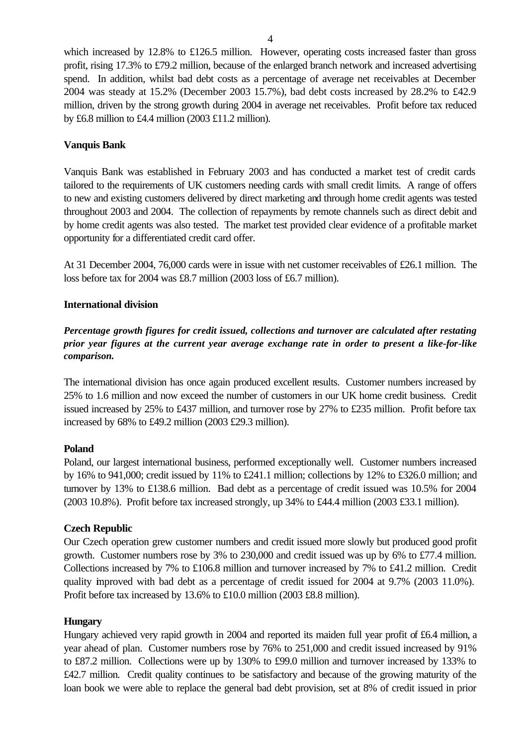which increased by 12.8% to £126.5 million. However, operating costs increased faster than gross profit, rising 17.3% to £79.2 million, because of the enlarged branch network and increased advertising spend. In addition, whilst bad debt costs as a percentage of average net receivables at December 2004 was steady at 15.2% (December 2003 15.7%), bad debt costs increased by 28.2% to £42.9 million, driven by the strong growth during 2004 in average net receivables. Profit before tax reduced by £6.8 million to £4.4 million (2003 £11.2 million).

**Vanquis Bank**

Vanquis Bank was established in February 2003 and has conducted a market test of credit cards tailored to the requirements of UK customers needing cards with small credit limits. A range of offers to new and existing customers delivered by direct marketing and through home credit agents was tested throughout 2003 and 2004. The collection of repayments by remote channels such as direct debit and by home credit agents was also tested. The market test provided clear evidence of a profitable market opportunity for a differentiated credit card offer.

At 31 December 2004, 76,000 cards were in issue with net customer receivables of £26.1 million. The loss before tax for 2004 was £8.7 million (2003 loss of £6.7 million).

**International division**

***Percentage growth figures for credit issued, collections and turnover are calculated after restating prior year figures at the current year average exchange rate in order to present a like-for-like comparison.***

The international division has once again produced excellent results. Customer numbers increased by 25% to 1.6 million and now exceed the number of customers in our UK home credit business. Credit issued increased by 25% to £437 million, and turnover rose by 27% to £235 million. Profit before tax increased by 68% to £49.2 million (2003 £29.3 million).

**Poland**

Poland, our largest international business, performed exceptionally well. Customer numbers increased by 16% to 941,000; credit issued by 11% to £241.1 million; collections by 12% to £326.0 million; and turnover by 13% to £138.6 million. Bad debt as a percentage of credit issued was 10.5% for 2004 (2003 10.8%). Profit before tax increased strongly, up 34% to £44.4 million (2003 £33.1 million).

**Czech Republic**

Our Czech operation grew customer numbers and credit issued more slowly but produced good profit growth. Customer numbers rose by 3% to 230,000 and credit issued was up by 6% to £77.4 million. Collections increased by 7% to £106.8 million and turnover increased by 7% to £41.2 million. Credit quality improved with bad debt as a percentage of credit issued for 2004 at 9.7% (2003 11.0%). Profit before tax increased by 13.6% to £10.0 million (2003 £8.8 million).

**Hungary**

Hungary achieved very rapid growth in 2004 and reported its maiden full year profit of £6.4 million, a year ahead of plan. Customer numbers rose by 76% to 251,000 and credit issued increased by 91% to £87.2 million. Collections were up by 130% to £99.0 million and turnover increased by 133% to £42.7 million. Credit quality continues to be satisfactory and because of the growing maturity of the loan book we were able to replace the general bad debt provision, set at 8% of credit issued in prior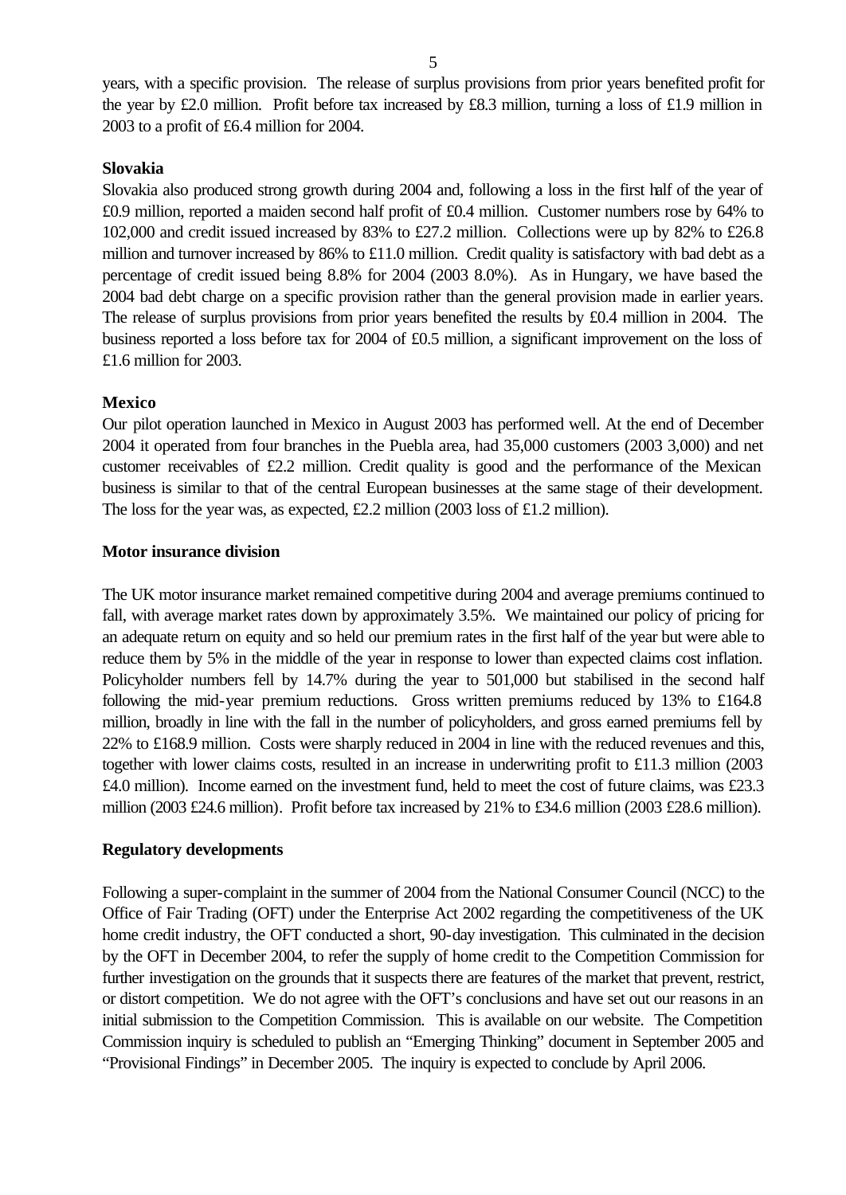years, with a specific provision. The release of surplus provisions from prior years benefited profit for the year by £2.0 million. Profit before tax increased by £8.3 million, turning a loss of £1.9 million in 2003 to a profit of £6.4 million for 2004.

**Slovakia**

Slovakia also produced strong growth during 2004 and, following a loss in the first half of the year of £0.9 million, reported a maiden second half profit of £0.4 million. Customer numbers rose by 64% to 102,000 and credit issued increased by 83% to £27.2 million. Collections were up by 82% to £26.8 million and turnover increased by 86% to £11.0 million. Credit quality is satisfactory with bad debt as a percentage of credit issued being 8.8% for 2004 (2003 8.0%). As in Hungary, we have based the 2004 bad debt charge on a specific provision rather than the general provision made in earlier years. The release of surplus provisions from prior years benefited the results by £0.4 million in 2004. The business reported a loss before tax for 2004 of £0.5 million, a significant improvement on the loss of £1.6 million for 2003.

**Mexico**

Our pilot operation launched in Mexico in August 2003 has performed well. At the end of December 2004 it operated from four branches in the Puebla area, had 35,000 customers (2003 3,000) and net customer receivables of £2.2 million. Credit quality is good and the performance of the Mexican business is similar to that of the central European businesses at the same stage of their development. The loss for the year was, as expected, £2.2 million (2003 loss of £1.2 million).

**Motor insurance division**

The UK motor insurance market remained competitive during 2004 and average premiums continued to fall, with average market rates down by approximately 3.5%. We maintained our policy of pricing for an adequate return on equity and so held our premium rates in the first half of the year but were able to reduce them by 5% in the middle of the year in response to lower than expected claims cost inflation. Policyholder numbers fell by 14.7% during the year to 501,000 but stabilised in the second half following the mid-year premium reductions. Gross written premiums reduced by 13% to £164.8 million, broadly in line with the fall in the number of policyholders, and gross earned premiums fell by 22% to £168.9 million. Costs were sharply reduced in 2004 in line with the reduced revenues and this, together with lower claims costs, resulted in an increase in underwriting profit to £11.3 million (2003 £4.0 million). Income earned on the investment fund, held to meet the cost of future claims, was £23.3 million (2003 £24.6 million). Profit before tax increased by 21% to £34.6 million (2003 £28.6 million).

**Regulatory developments**

Following a super-complaint in the summer of 2004 from the National Consumer Council (NCC) to the Office of Fair Trading (OFT) under the Enterprise Act 2002 regarding the competitiveness of the UK home credit industry, the OFT conducted a short, 90-day investigation. This culminated in the decision by the OFT in December 2004, to refer the supply of home credit to the Competition Commission for further investigation on the grounds that it suspects there are features of the market that prevent, restrict, or distort competition. We do not agree with the OFT's conclusions and have set out our reasons in an initial submission to the Competition Commission. This is available on our website. The Competition Commission inquiry is scheduled to publish an "Emerging Thinking" document in September 2005 and "Provisional Findings" in December 2005. The inquiry is expected to conclude by April 2006.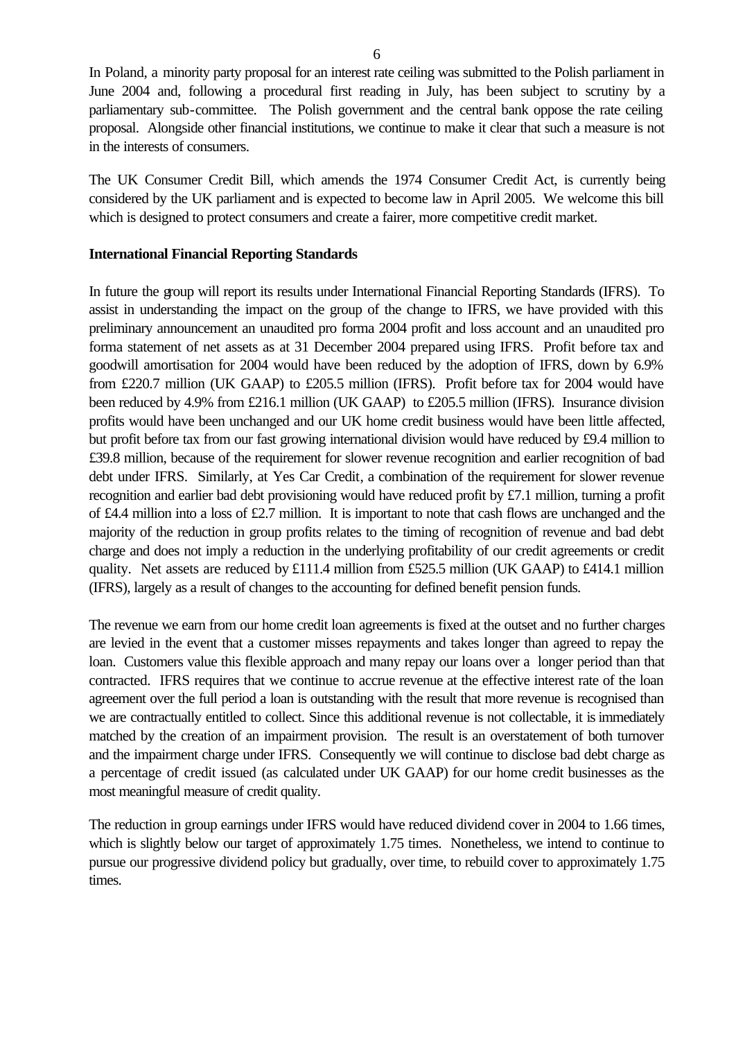In Poland, a minority party proposal for an interest rate ceiling was submitted to the Polish parliament in June 2004 and, following a procedural first reading in July, has been subject to scrutiny by a parliamentary sub-committee. The Polish government and the central bank oppose the rate ceiling proposal. Alongside other financial institutions, we continue to make it clear that such a measure is not in the interests of consumers.

The UK Consumer Credit Bill, which amends the 1974 Consumer Credit Act, is currently being considered by the UK parliament and is expected to become law in April 2005. We welcome this bill which is designed to protect consumers and create a fairer, more competitive credit market.

**International Financial Reporting Standards**

In future the group will report its results under International Financial Reporting Standards (IFRS). To assist in understanding the impact on the group of the change to IFRS, we have provided with this preliminary announcement an unaudited pro forma 2004 profit and loss account and an unaudited pro forma statement of net assets as at 31 December 2004 prepared using IFRS. Profit before tax and goodwill amortisation for 2004 would have been reduced by the adoption of IFRS, down by 6.9% from £220.7 million (UK GAAP) to £205.5 million (IFRS). Profit before tax for 2004 would have been reduced by 4.9% from £216.1 million (UK GAAP) to £205.5 million (IFRS). Insurance division profits would have been unchanged and our UK home credit business would have been little affected, but profit before tax from our fast growing international division would have reduced by £9.4 million to £39.8 million, because of the requirement for slower revenue recognition and earlier recognition of bad debt under IFRS. Similarly, at Yes Car Credit, a combination of the requirement for slower revenue recognition and earlier bad debt provisioning would have reduced profit by £7.1 million, turning a profit of £4.4 million into a loss of £2.7 million. It is important to note that cash flows are unchanged and the majority of the reduction in group profits relates to the timing of recognition of revenue and bad debt charge and does not imply a reduction in the underlying profitability of our credit agreements or credit quality. Net assets are reduced by £111.4 million from £525.5 million (UK GAAP) to £414.1 million (IFRS), largely as a result of changes to the accounting for defined benefit pension funds.

The revenue we earn from our home credit loan agreements is fixed at the outset and no further charges are levied in the event that a customer misses repayments and takes longer than agreed to repay the loan. Customers value this flexible approach and many repay our loans over a longer period than that contracted. IFRS requires that we continue to accrue revenue at the effective interest rate of the loan agreement over the full period a loan is outstanding with the result that more revenue is recognised than we are contractually entitled to collect. Since this additional revenue is not collectable, it is immediately matched by the creation of an impairment provision. The result is an overstatement of both turnover and the impairment charge under IFRS. Consequently we will continue to disclose bad debt charge as a percentage of credit issued (as calculated under UK GAAP) for our home credit businesses as the most meaningful measure of credit quality.

The reduction in group earnings under IFRS would have reduced dividend cover in 2004 to 1.66 times, which is slightly below our target of approximately 1.75 times. Nonetheless, we intend to continue to pursue our progressive dividend policy but gradually, over time, to rebuild cover to approximately 1.75 times.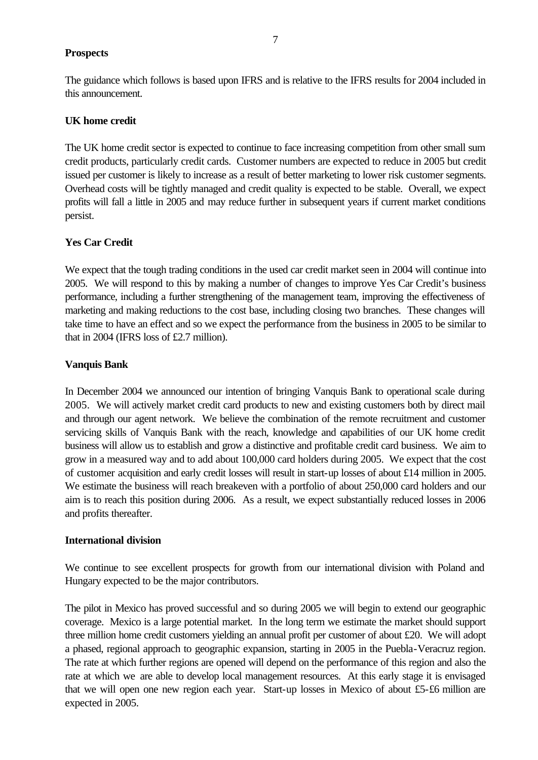## Prospects

The guidance which follows is based upon IFRS and is relative to the IFRS results for 2004 included in this announcement.

### UK home credit

The UK home credit sector is expected to continue to face increasing competition from other small sum credit products, particularly credit cards. Customer numbers are expected to reduce in 2005 but credit issued per customer is likely to increase as a result of better marketing to lower risk customer segments. Overhead costs will be tightly managed and credit quality is expected to be stable. Overall, we expect profits will fall a little in 2005 and may reduce further in subsequent years if current market conditions persist.

### Yes Car Credit

We expect that the tough trading conditions in the used car credit market seen in 2004 will continue into 2005. We will respond to this by making a number of changes to improve Yes Car Credit's business performance, including a further strengthening of the management team, improving the effectiveness of marketing and making reductions to the cost base, including closing two branches. These changes will take time to have an effect and so we expect the performance from the business in 2005 to be similar to that in 2004 (IFRS loss of £2.7 million).

### Vanquis Bank

In December 2004 we announced our intention of bringing Vanquis Bank to operational scale during 2005. We will actively market credit card products to new and existing customers both by direct mail and through our agent network. We believe the combination of the remote recruitment and customer servicing skills of Vanquis Bank with the reach, knowledge and capabilities of our UK home credit business will allow us to establish and grow a distinctive and profitable credit card business. We aim to grow in a measured way and to add about 100,000 card holders during 2005. We expect that the cost of customer acquisition and early credit losses will result in start-up losses of about £14 million in 2005. We estimate the business will reach breakeven with a portfolio of about 250,000 card holders and our aim is to reach this position during 2006. As a result, we expect substantially reduced losses in 2006 and profits thereafter.

### International division

We continue to see excellent prospects for growth from our international division with Poland and Hungary expected to be the major contributors.

The pilot in Mexico has proved successful and so during 2005 we will begin to extend our geographic coverage. Mexico is a large potential market. In the long term we estimate the market should support three million home credit customers yielding an annual profit per customer of about £20. We will adopt a phased, regional approach to geographic expansion, starting in 2005 in the Puebla-Veracruz region. The rate at which further regions are opened will depend on the performance of this region and also the rate at which we are able to develop local management resources. At this early stage it is envisaged that we will open one new region each year. Start-up losses in Mexico of about £5-£6 million are expected in 2005.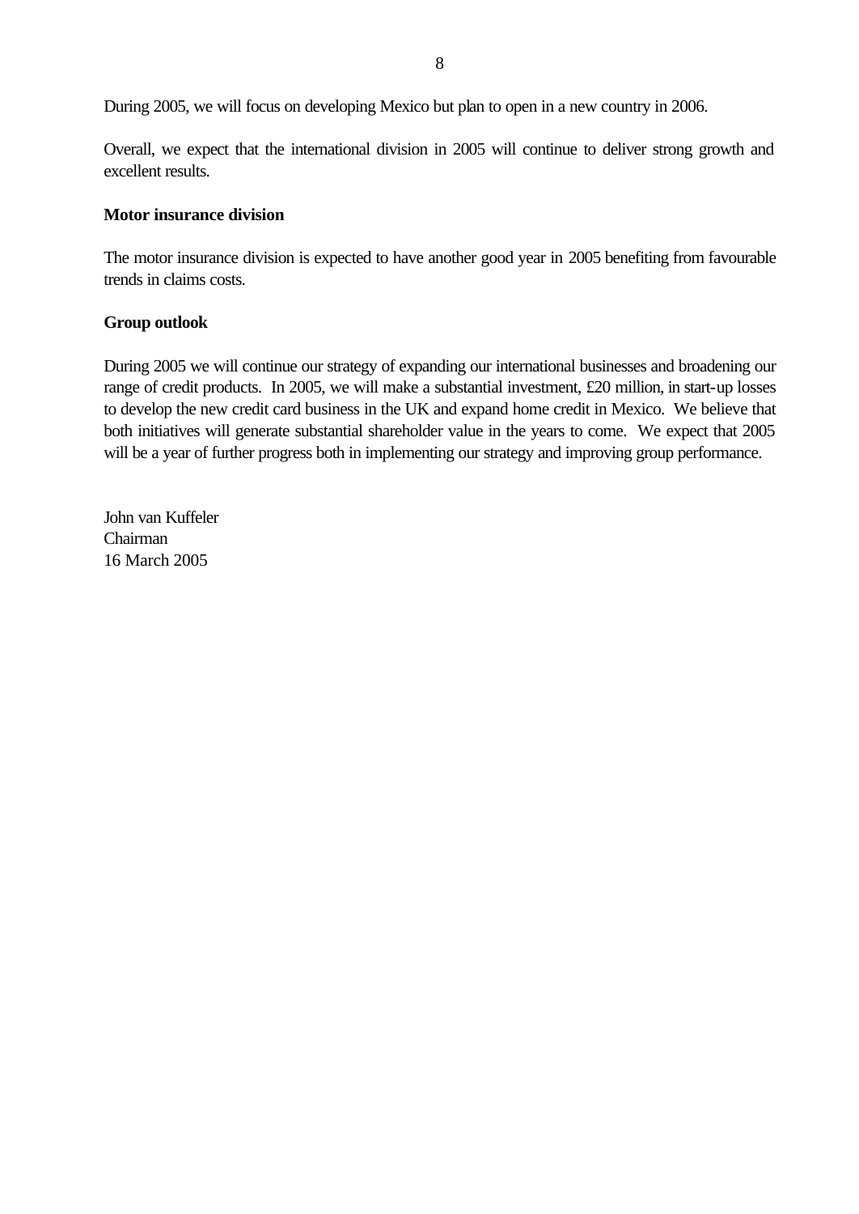During 2005, we will focus on developing Mexico but plan to open in a new country in 2006.

Overall, we expect that the international division in 2005 will continue to deliver strong growth and excellent results.

**Motor insurance division**

The motor insurance division is expected to have another good year in 2005 benefiting from favourable trends in claims costs.

**Group outlook**

During 2005 we will continue our strategy of expanding our international businesses and broadening our range of credit products. In 2005, we will make a substantial investment, £20 million, in start-up losses to develop the new credit card business in the UK and expand home credit in Mexico. We believe that both initiatives will generate substantial shareholder value in the years to come. We expect that 2005 will be a year of further progress both in implementing our strategy and improving group performance.

John van Kuffeler
Chairman
16 March 2005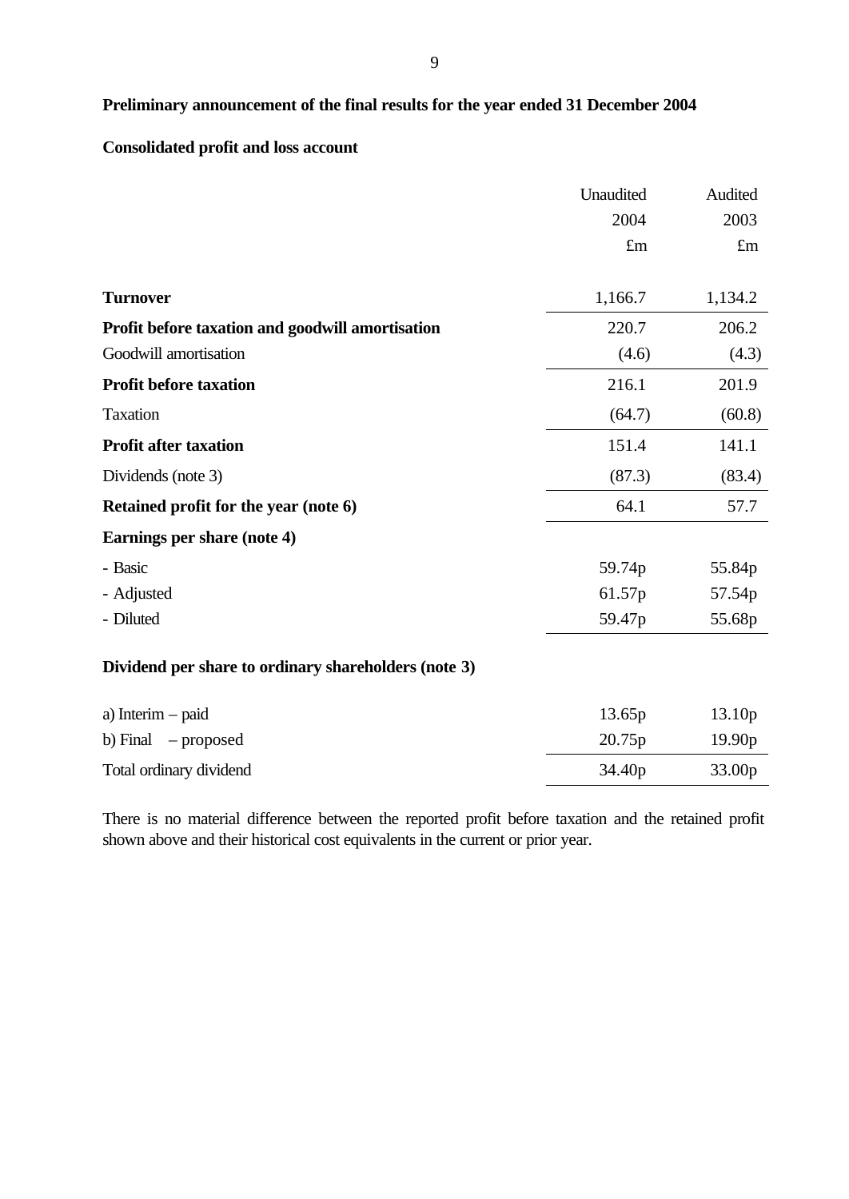**Preliminary announcement of the final results for the year ended 31 December 2004**

**Consolidated profit and loss account**

| | Unaudited 2004 £m | Audited 2003 £m |
|---|---|---|
| **Turnover** | 1,166.7 | 1,134.2 |
| **Profit before taxation and goodwill amortisation** | 220.7 | 206.2 |
| Goodwill amortisation | (4.6) | (4.3) |
| **Profit before taxation** | 216.1 | 201.9 |
| Taxation | (64.7) | (60.8) |
| **Profit after taxation** | 151.4 | 141.1 |
| Dividends (note 3) | (87.3) | (83.4) |
| **Retained profit for the year (note 6)** | 64.1 | 57.7 |
| **Earnings per share (note 4)** | | |
| - Basic | 59.74p | 55.84p |
| - Adjusted | 61.57p | 57.54p |
| - Diluted | 59.47p | 55.68p |
| | | |
| **Dividend per share to ordinary shareholders (note 3)** | | |
| a) Interim – paid | 13.65p | 13.10p |
| b) Final – proposed | 20.75p | 19.90p |
| Total ordinary dividend | 34.40p | 33.00p |

There is no material difference between the reported profit before taxation and the retained profit shown above and their historical cost equivalents in the current or prior year.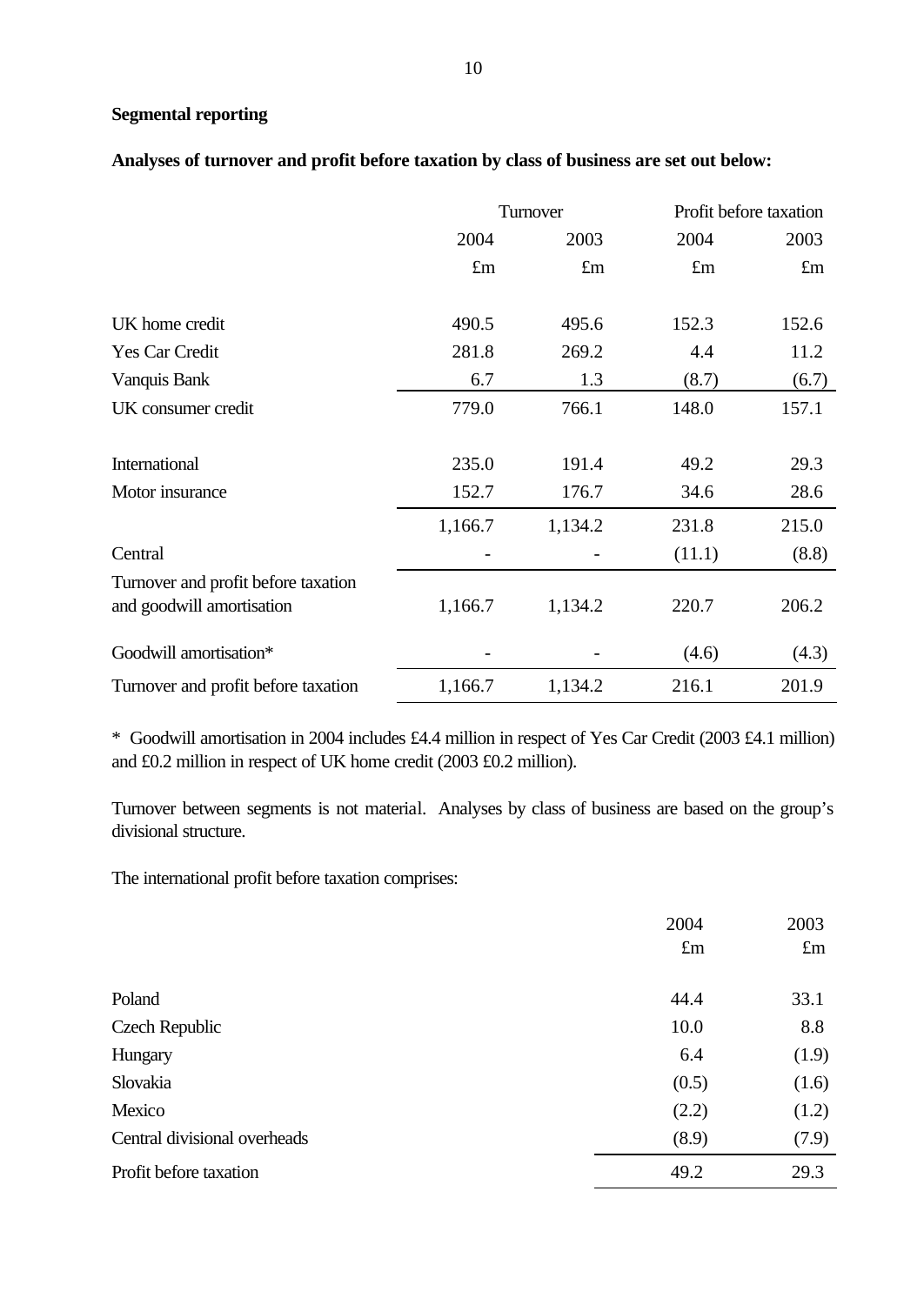**Segmental reporting**

**Analyses of turnover and profit before taxation by class of business are set out below:**

| | Turnover | | Profit before taxation | |
|---|---|---|---|---|
| | 2004 | 2003 | 2004 | 2003 |
| | £m | £m | £m | £m |
| UK home credit | 490.5 | 495.6 | 152.3 | 152.6 |
| Yes Car Credit | 281.8 | 269.2 | 4.4 | 11.2 |
| Vanquis Bank | 6.7 | 1.3 | (8.7) | (6.7) |
| UK consumer credit | 779.0 | 766.1 | 148.0 | 157.1 |
| International | 235.0 | 191.4 | 49.2 | 29.3 |
| Motor insurance | 152.7 | 176.7 | 34.6 | 28.6 |
| | 1,166.7 | 1,134.2 | 231.8 | 215.0 |
| Central | - | - | (11.1) | (8.8) |
| Turnover and profit before taxation and goodwill amortisation | 1,166.7 | 1,134.2 | 220.7 | 206.2 |
| Goodwill amortisation* | - | - | (4.6) | (4.3) |
| Turnover and profit before taxation | 1,166.7 | 1,134.2 | 216.1 | 201.9 |

* Goodwill amortisation in 2004 includes £4.4 million in respect of Yes Car Credit (2003 £4.1 million) and £0.2 million in respect of UK home credit (2003 £0.2 million).

Turnover between segments is not material. Analyses by class of business are based on the group's divisional structure.

The international profit before taxation comprises:

| | 2004 | 2003 |
|---|---|---|
| | £m | £m |
| Poland | 44.4 | 33.1 |
| Czech Republic | 10.0 | 8.8 |
| Hungary | 6.4 | (1.9) |
| Slovakia | (0.5) | (1.6) |
| Mexico | (2.2) | (1.2) |
| Central divisional overheads | (8.9) | (7.9) |
| Profit before taxation | 49.2 | 29.3 |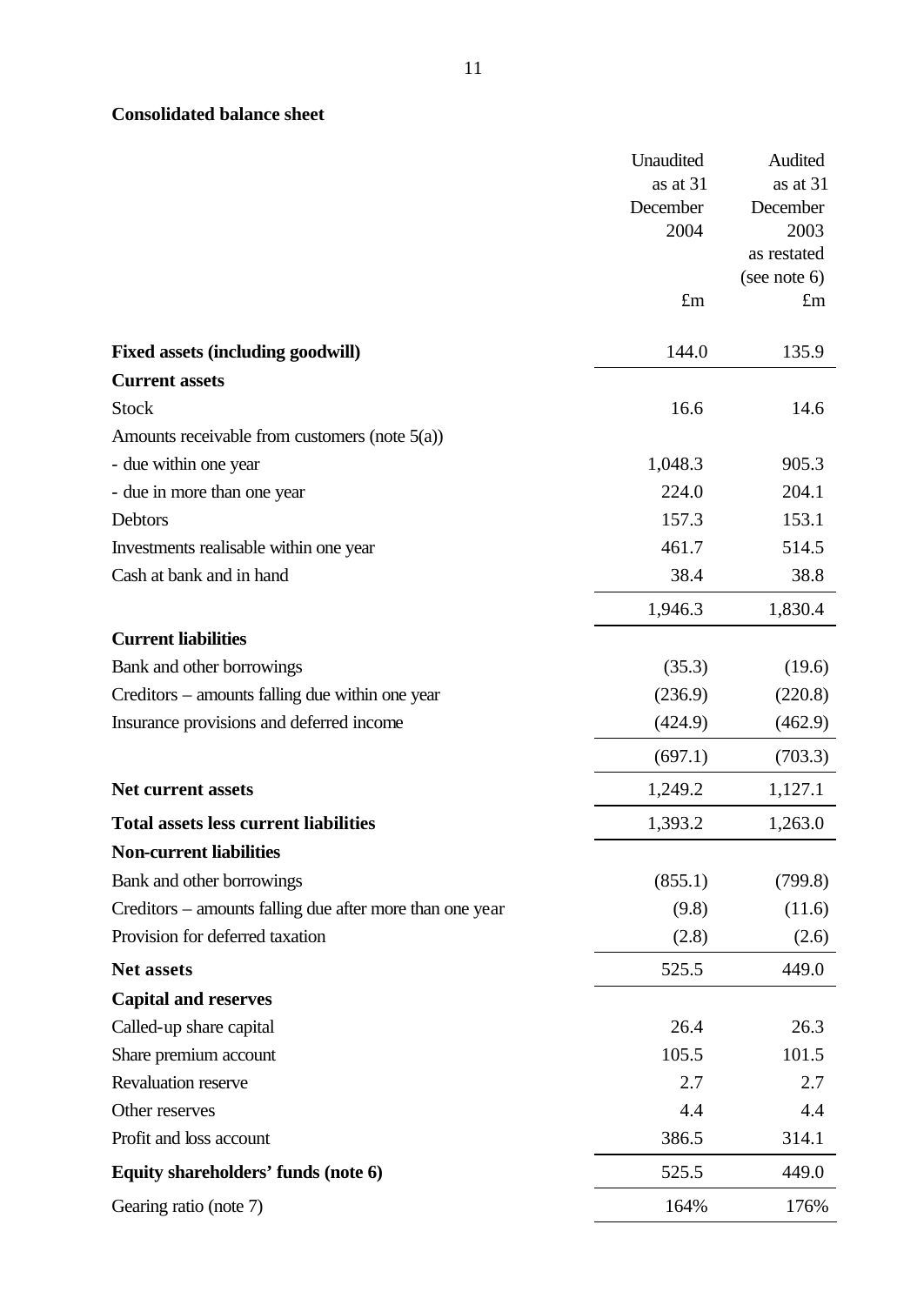**Consolidated balance sheet**

| | Unaudited as at 31 December 2004 £m | Audited as at 31 December 2003 as restated (see note 6) £m |
|---|---|---|
| **Fixed assets (including goodwill)** | 144.0 | 135.9 |
| **Current assets** | | |
| Stock | 16.6 | 14.6 |
| Amounts receivable from customers (note 5(a)) | | |
| - due within one year | 1,048.3 | 905.3 |
| - due in more than one year | 224.0 | 204.1 |
| Debtors | 157.3 | 153.1 |
| Investments realisable within one year | 461.7 | 514.5 |
| Cash at bank and in hand | 38.4 | 38.8 |
| | 1,946.3 | 1,830.4 |
| **Current liabilities** | | |
| Bank and other borrowings | (35.3) | (19.6) |
| Creditors – amounts falling due within one year | (236.9) | (220.8) |
| Insurance provisions and deferred income | (424.9) | (462.9) |
| | (697.1) | (703.3) |
| **Net current assets** | 1,249.2 | 1,127.1 |
| **Total assets less current liabilities** | 1,393.2 | 1,263.0 |
| **Non-current liabilities** | | |
| Bank and other borrowings | (855.1) | (799.8) |
| Creditors – amounts falling due after more than one year | (9.8) | (11.6) |
| Provision for deferred taxation | (2.8) | (2.6) |
| **Net assets** | 525.5 | 449.0 |
| **Capital and reserves** | | |
| Called-up share capital | 26.4 | 26.3 |
| Share premium account | 105.5 | 101.5 |
| Revaluation reserve | 2.7 | 2.7 |
| Other reserves | 4.4 | 4.4 |
| Profit and loss account | 386.5 | 314.1 |
| **Equity shareholders' funds (note 6)** | 525.5 | 449.0 |
| Gearing ratio (note 7) | 164% | 176% |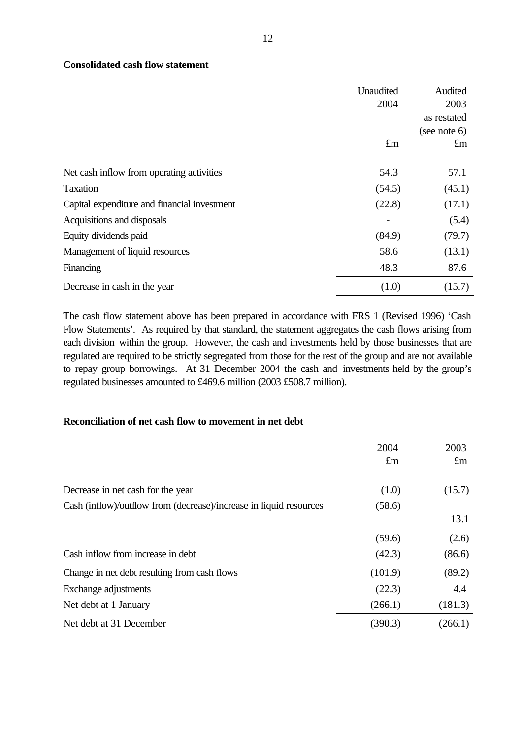**Consolidated cash flow statement**

| | Unaudited 2004 £m | Audited 2003 as restated (see note 6) £m |
|---|---|---|
| Net cash inflow from operating activities | 54.3 | 57.1 |
| Taxation | (54.5) | (45.1) |
| Capital expenditure and financial investment | (22.8) | (17.1) |
| Acquisitions and disposals | - | (5.4) |
| Equity dividends paid | (84.9) | (79.7) |
| Management of liquid resources | 58.6 | (13.1) |
| Financing | 48.3 | 87.6 |
| Decrease in cash in the year | (1.0) | (15.7) |

The cash flow statement above has been prepared in accordance with FRS 1 (Revised 1996) 'Cash Flow Statements'. As required by that standard, the statement aggregates the cash flows arising from each division within the group. However, the cash and investments held by those businesses that are regulated are required to be strictly segregated from those for the rest of the group and are not available to repay group borrowings. At 31 December 2004 the cash and investments held by the group's regulated businesses amounted to £469.6 million (2003 £508.7 million).

**Reconciliation of net cash flow to movement in net debt**

| | 2004 £m | 2003 £m |
|---|---|---|
| Decrease in net cash for the year | (1.0) | (15.7) |
| Cash (inflow)/outflow from (decrease)/increase in liquid resources | (58.6) | 13.1 |
| | (59.6) | (2.6) |
| Cash inflow from increase in debt | (42.3) | (86.6) |
| Change in net debt resulting from cash flows | (101.9) | (89.2) |
| Exchange adjustments | (22.3) | 4.4 |
| Net debt at 1 January | (266.1) | (181.3) |
| Net debt at 31 December | (390.3) | (266.1) |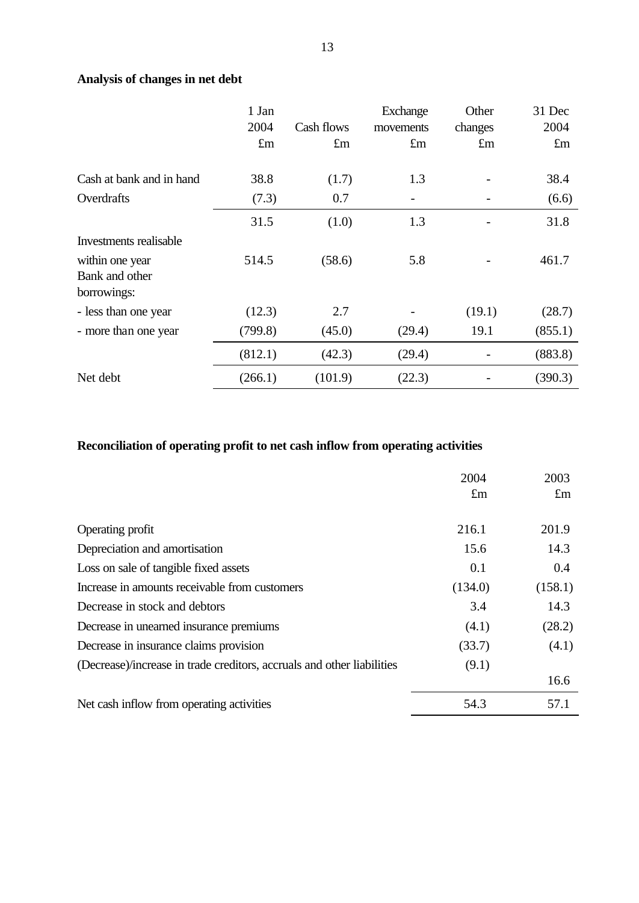## Analysis of changes in net debt

| | 1 Jan 2004 £m | Cash flows £m | Exchange movements £m | Other changes £m | 31 Dec 2004 £m |
|---|---|---|---|---|---|
| Cash at bank and in hand | 38.8 | (1.7) | 1.3 | - | 38.4 |
| Overdrafts | (7.3) | 0.7 | - | - | (6.6) |
| | 31.5 | (1.0) | 1.3 | - | 31.8 |
| Investments realisable within one year | 514.5 | (58.6) | 5.8 | - | 461.7 |
| Bank and other borrowings: | | | | | |
| - less than one year | (12.3) | 2.7 | - | (19.1) | (28.7) |
| - more than one year | (799.8) | (45.0) | (29.4) | 19.1 | (855.1) |
| | (812.1) | (42.3) | (29.4) | - | (883.8) |
| Net debt | (266.1) | (101.9) | (22.3) | - | (390.3) |

## Reconciliation of operating profit to net cash inflow from operating activities

| | 2004 £m | 2003 £m |
|---|---|---|
| Operating profit | 216.1 | 201.9 |
| Depreciation and amortisation | 15.6 | 14.3 |
| Loss on sale of tangible fixed assets | 0.1 | 0.4 |
| Increase in amounts receivable from customers | (134.0) | (158.1) |
| Decrease in stock and debtors | 3.4 | 14.3 |
| Decrease in unearned insurance premiums | (4.1) | (28.2) |
| Decrease in insurance claims provision | (33.7) | (4.1) |
| (Decrease)/increase in trade creditors, accruals and other liabilities | (9.1) | 16.6 |
| Net cash inflow from operating activities | 54.3 | 57.1 |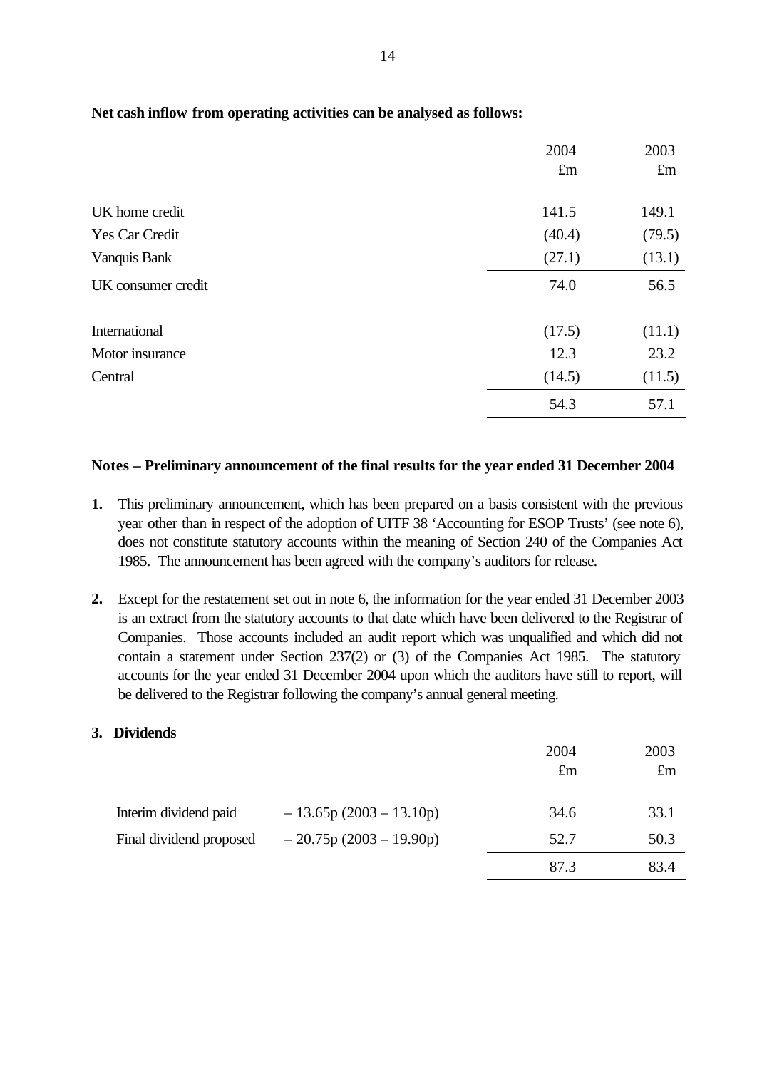**Net cash inflow from operating activities can be analysed as follows:**

| | 2004 £m | 2003 £m |
|---|---|---|
| UK home credit | 141.5 | 149.1 |
| Yes Car Credit | (40.4) | (79.5) |
| Vanquis Bank | (27.1) | (13.1) |
| UK consumer credit | 74.0 | 56.5 |
| International | (17.5) | (11.1) |
| Motor insurance | 12.3 | 23.2 |
| Central | (14.5) | (11.5) |
| | 54.3 | 57.1 |

**Notes – Preliminary announcement of the final results for the year ended 31 December 2004**

1. This preliminary announcement, which has been prepared on a basis consistent with the previous year other than in respect of the adoption of UITF 38 'Accounting for ESOP Trusts' (see note 6), does not constitute statutory accounts within the meaning of Section 240 of the Companies Act 1985. The announcement has been agreed with the company's auditors for release.

2. Except for the restatement set out in note 6, the information for the year ended 31 December 2003 is an extract from the statutory accounts to that date which have been delivered to the Registrar of Companies. Those accounts included an audit report which was unqualified and which did not contain a statement under Section 237(2) or (3) of the Companies Act 1985. The statutory accounts for the year ended 31 December 2004 upon which the auditors have still to report, will be delivered to the Registrar following the company's annual general meeting.

**3. Dividends**

| | | 2004 £m | 2003 £m |
|---|---|---|---|
| Interim dividend paid | – 13.65p (2003 – 13.10p) | 34.6 | 33.1 |
| Final dividend proposed | – 20.75p (2003 – 19.90p) | 52.7 | 50.3 |
| | | 87.3 | 83.4 |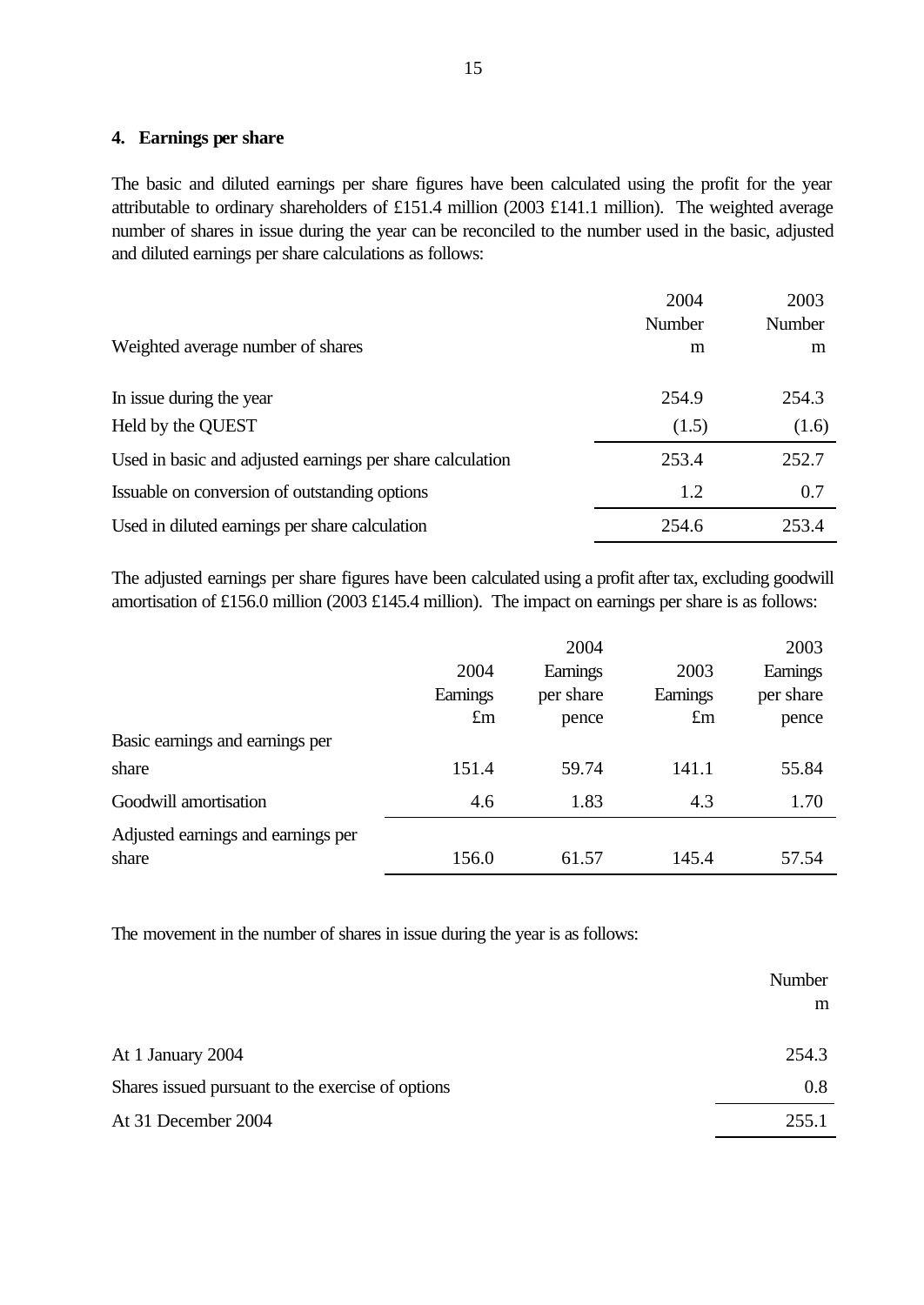## 4. Earnings per share

The basic and diluted earnings per share figures have been calculated using the profit for the year attributable to ordinary shareholders of £151.4 million (2003 £141.1 million). The weighted average number of shares in issue during the year can be reconciled to the number used in the basic, adjusted and diluted earnings per share calculations as follows:

| Weighted average number of shares | 2004 Number m | 2003 Number m |
|---|---|---|
| In issue during the year | 254.9 | 254.3 |
| Held by the QUEST | (1.5) | (1.6) |
| Used in basic and adjusted earnings per share calculation | 253.4 | 252.7 |
| Issuable on conversion of outstanding options | 1.2 | 0.7 |
| Used in diluted earnings per share calculation | 254.6 | 253.4 |

The adjusted earnings per share figures have been calculated using a profit after tax, excluding goodwill amortisation of £156.0 million (2003 £145.4 million). The impact on earnings per share is as follows:

| | 2004 Earnings £m | 2004 Earnings per share pence | 2003 Earnings £m | 2003 Earnings per share pence |
|---|---|---|---|---|
| Basic earnings and earnings per share | 151.4 | 59.74 | 141.1 | 55.84 |
| Goodwill amortisation | 4.6 | 1.83 | 4.3 | 1.70 |
| Adjusted earnings and earnings per share | 156.0 | 61.57 | 145.4 | 57.54 |

The movement in the number of shares in issue during the year is as follows:

| | Number m |
|---|---|
| At 1 January 2004 | 254.3 |
| Shares issued pursuant to the exercise of options | 0.8 |
| At 31 December 2004 | 255.1 |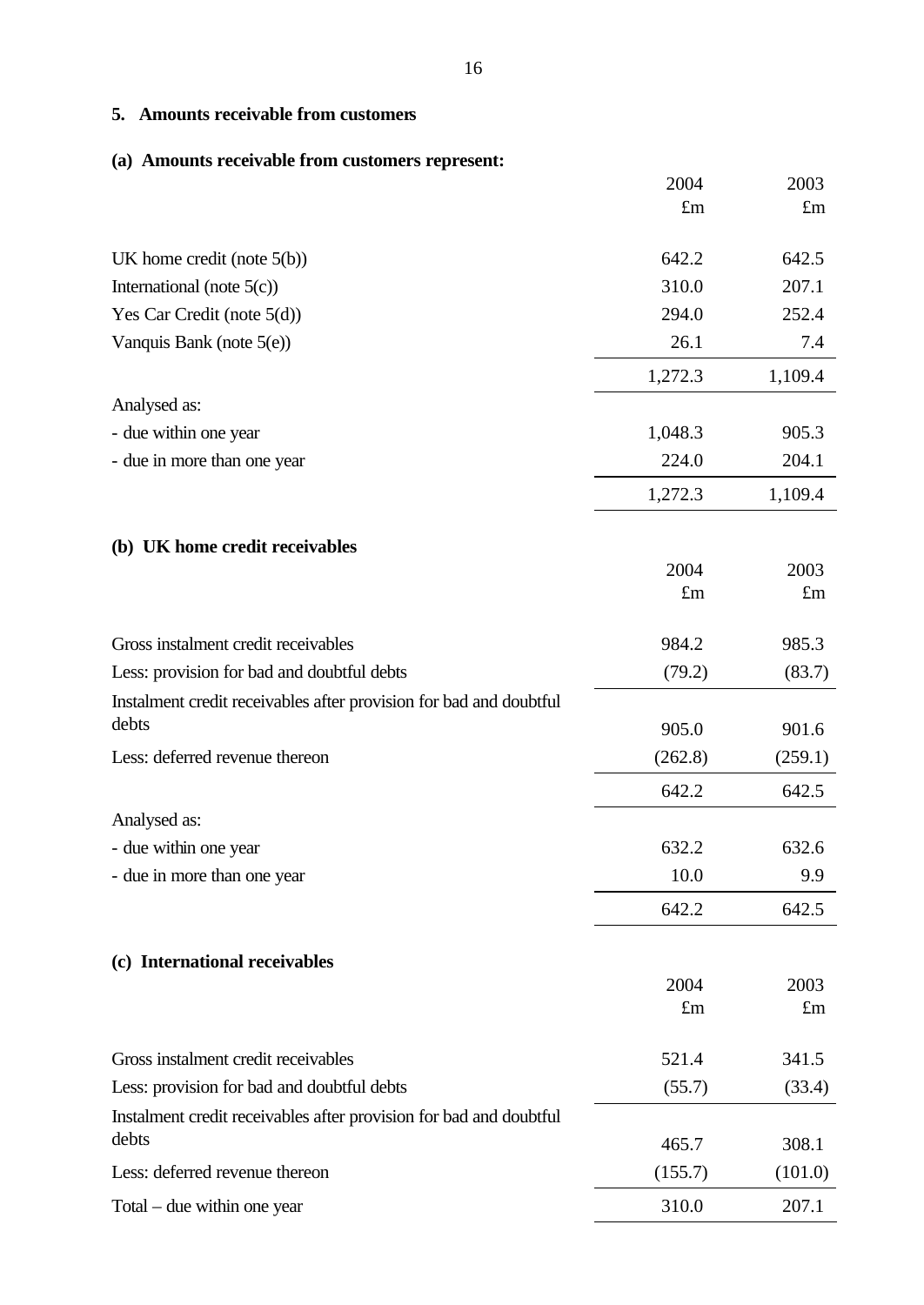## 5. Amounts receivable from customers

### (a) Amounts receivable from customers represent:

| | 2004 £m | 2003 £m |
|---|---|---|
| UK home credit (note 5(b)) | 642.2 | 642.5 |
| International (note 5(c)) | 310.0 | 207.1 |
| Yes Car Credit (note 5(d)) | 294.0 | 252.4 |
| Vanquis Bank (note 5(e)) | 26.1 | 7.4 |
| | 1,272.3 | 1,109.4 |
| Analysed as: | | |
| - due within one year | 1,048.3 | 905.3 |
| - due in more than one year | 224.0 | 204.1 |
| | 1,272.3 | 1,109.4 |

### (b) UK home credit receivables

| | 2004 £m | 2003 £m |
|---|---|---|
| Gross instalment credit receivables | 984.2 | 985.3 |
| Less: provision for bad and doubtful debts | (79.2) | (83.7) |
| Instalment credit receivables after provision for bad and doubtful debts | 905.0 | 901.6 |
| Less: deferred revenue thereon | (262.8) | (259.1) |
| | 642.2 | 642.5 |
| Analysed as: | | |
| - due within one year | 632.2 | 632.6 |
| - due in more than one year | 10.0 | 9.9 |
| | 642.2 | 642.5 |

### (c) International receivables

| | 2004 £m | 2003 £m |
|---|---|---|
| Gross instalment credit receivables | 521.4 | 341.5 |
| Less: provision for bad and doubtful debts | (55.7) | (33.4) |
| Instalment credit receivables after provision for bad and doubtful debts | 465.7 | 308.1 |
| Less: deferred revenue thereon | (155.7) | (101.0) |
| Total – due within one year | 310.0 | 207.1 |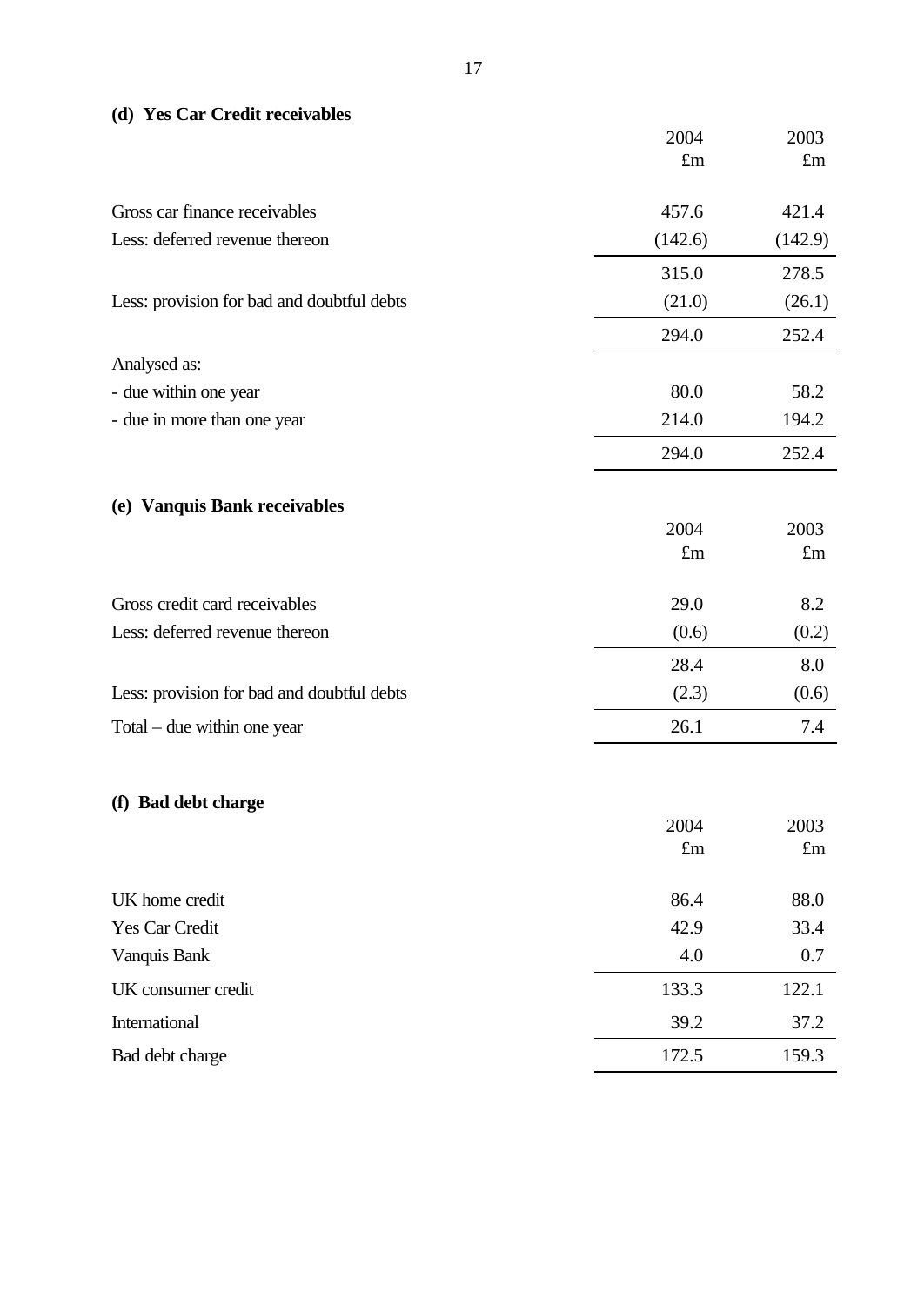### (d) Yes Car Credit receivables

| | 2004 £m | 2003 £m |
|---|---|---|
| Gross car finance receivables | 457.6 | 421.4 |
| Less: deferred revenue thereon | (142.6) | (142.9) |
| | 315.0 | 278.5 |
| Less: provision for bad and doubtful debts | (21.0) | (26.1) |
| | 294.0 | 252.4 |
| Analysed as: | | |
| - due within one year | 80.0 | 58.2 |
| - due in more than one year | 214.0 | 194.2 |
| | 294.0 | 252.4 |

### (e) Vanquis Bank receivables

| | 2004 £m | 2003 £m |
|---|---|---|
| Gross credit card receivables | 29.0 | 8.2 |
| Less: deferred revenue thereon | (0.6) | (0.2) |
| | 28.4 | 8.0 |
| Less: provision for bad and doubtful debts | (2.3) | (0.6) |
| Total – due within one year | 26.1 | 7.4 |

### (f) Bad debt charge

| | 2004 £m | 2003 £m |
|---|---|---|
| UK home credit | 86.4 | 88.0 |
| Yes Car Credit | 42.9 | 33.4 |
| Vanquis Bank | 4.0 | 0.7 |
| UK consumer credit | 133.3 | 122.1 |
| International | 39.2 | 37.2 |
| Bad debt charge | 172.5 | 159.3 |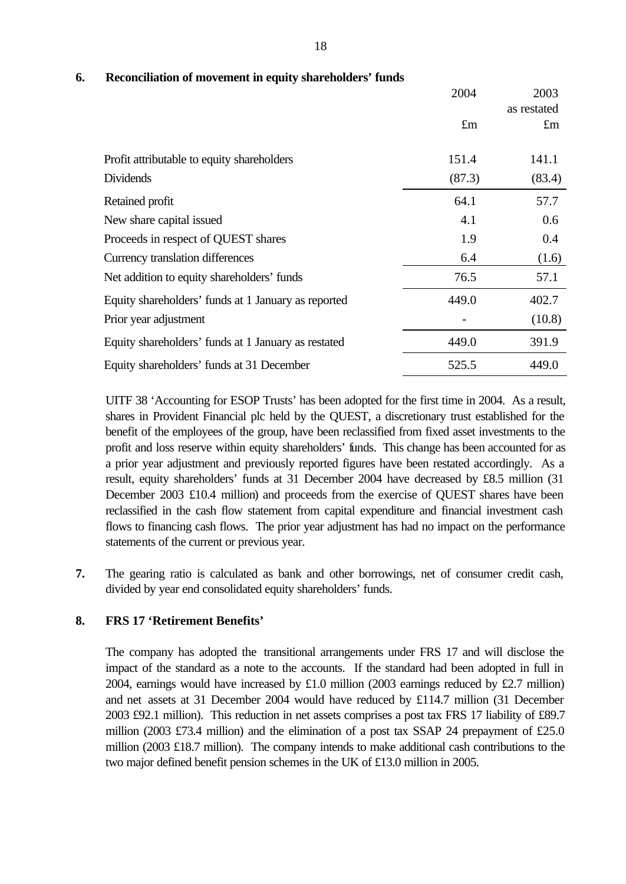**6. Reconciliation of movement in equity shareholders' funds**

| | 2004 | 2003 as restated |
|---|---|---|
| | £m | £m |
| Profit attributable to equity shareholders | 151.4 | 141.1 |
| Dividends | (87.3) | (83.4) |
| Retained profit | 64.1 | 57.7 |
| New share capital issued | 4.1 | 0.6 |
| Proceeds in respect of QUEST shares | 1.9 | 0.4 |
| Currency translation differences | 6.4 | (1.6) |
| Net addition to equity shareholders' funds | 76.5 | 57.1 |
| Equity shareholders' funds at 1 January as reported | 449.0 | 402.7 |
| Prior year adjustment | - | (10.8) |
| Equity shareholders' funds at 1 January as restated | 449.0 | 391.9 |
| Equity shareholders' funds at 31 December | 525.5 | 449.0 |

UITF 38 'Accounting for ESOP Trusts' has been adopted for the first time in 2004. As a result, shares in Provident Financial plc held by the QUEST, a discretionary trust established for the benefit of the employees of the group, have been reclassified from fixed asset investments to the profit and loss reserve within equity shareholders' funds. This change has been accounted for as a prior year adjustment and previously reported figures have been restated accordingly. As a result, equity shareholders' funds at 31 December 2004 have decreased by £8.5 million (31 December 2003 £10.4 million) and proceeds from the exercise of QUEST shares have been reclassified in the cash flow statement from capital expenditure and financial investment cash flows to financing cash flows. The prior year adjustment has had no impact on the performance statements of the current or previous year.

**7.** The gearing ratio is calculated as bank and other borrowings, net of consumer credit cash, divided by year end consolidated equity shareholders' funds.

**8. FRS 17 'Retirement Benefits'**

The company has adopted the transitional arrangements under FRS 17 and will disclose the impact of the standard as a note to the accounts. If the standard had been adopted in full in 2004, earnings would have increased by £1.0 million (2003 earnings reduced by £2.7 million) and net assets at 31 December 2004 would have reduced by £114.7 million (31 December 2003 £92.1 million). This reduction in net assets comprises a post tax FRS 17 liability of £89.7 million (2003 £73.4 million) and the elimination of a post tax SSAP 24 prepayment of £25.0 million (2003 £18.7 million). The company intends to make additional cash contributions to the two major defined benefit pension schemes in the UK of £13.0 million in 2005.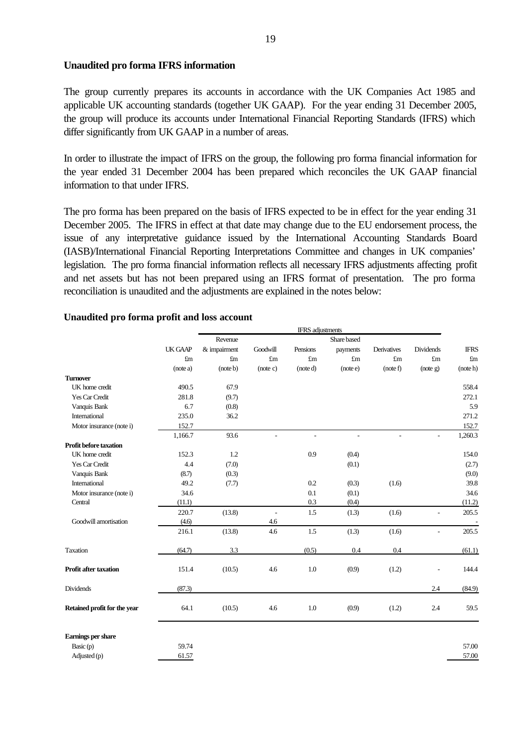**Unaudited pro forma IFRS information**

The group currently prepares its accounts in accordance with the UK Companies Act 1985 and applicable UK accounting standards (together UK GAAP). For the year ending 31 December 2005, the group will produce its accounts under International Financial Reporting Standards (IFRS) which differ significantly from UK GAAP in a number of areas.

In order to illustrate the impact of IFRS on the group, the following pro forma financial information for the year ended 31 December 2004 has been prepared which reconciles the UK GAAP financial information to that under IFRS.

The pro forma has been prepared on the basis of IFRS expected to be in effect for the year ending 31 December 2005. The IFRS in effect at that date may change due to the EU endorsement process, the issue of any interpretative guidance issued by the International Accounting Standards Board (IASB)/International Financial Reporting Interpretations Committee and changes in UK companies' legislation. The pro forma financial information reflects all necessary IFRS adjustments affecting profit and net assets but has not been prepared using an IFRS format of presentation. The pro forma reconciliation is unaudited and the adjustments are explained in the notes below:

**Unaudited pro forma profit and loss account**

| | | IFRS adjustments | | | | | | |
|---|---|---|---|---|---|---|---|---|
| | UK GAAP | Revenue & impairment | Goodwill | Pensions | Share based payments | Derivatives | Dividends | IFRS |
| | £m | £m | £m | £m | £m | £m | £m | £m |
| | (note a) | (note b) | (note c) | (note d) | (note e) | (note f) | (note g) | (note h) |
| **Turnover** | | | | | | | | |
| UK home credit | 490.5 | 67.9 | | | | | | 558.4 |
| Yes Car Credit | 281.8 | (9.7) | | | | | | 272.1 |
| Vanquis Bank | 6.7 | (0.8) | | | | | | 5.9 |
| International | 235.0 | 36.2 | | | | | | 271.2 |
| Motor insurance (note i) | 152.7 | | | | | | | 152.7 |
| | 1,166.7 | 93.6 | - | - | - | - | - | 1,260.3 |
| **Profit before taxation** | | | | | | | | |
| UK home credit | 152.3 | 1.2 | | 0.9 | (0.4) | | | 154.0 |
| Yes Car Credit | 4.4 | (7.0) | | | (0.1) | | | (2.7) |
| Vanquis Bank | (8.7) | (0.3) | | | | | | (9.0) |
| International | 49.2 | (7.7) | | 0.2 | (0.3) | (1.6) | | 39.8 |
| Motor insurance (note i) | 34.6 | | | 0.1 | (0.1) | | | 34.6 |
| Central | (11.1) | | | 0.3 | (0.4) | | | (11.2) |
| | 220.7 | (13.8) | - | 1.5 | (1.3) | (1.6) | - | 205.5 |
| Goodwill amortisation | (4.6) | | 4.6 | | | | | - |
| | 216.1 | (13.8) | 4.6 | 1.5 | (1.3) | (1.6) | - | 205.5 |
| Taxation | (64.7) | 3.3 | | (0.5) | 0.4 | 0.4 | | (61.1) |
| **Profit after taxation** | 151.4 | (10.5) | 4.6 | 1.0 | (0.9) | (1.2) | - | 144.4 |
| Dividends | (87.3) | | | | | | 2.4 | (84.9) |
| **Retained profit for the year** | 64.1 | (10.5) | 4.6 | 1.0 | (0.9) | (1.2) | 2.4 | 59.5 |
| **Earnings per share** | | | | | | | | |
| Basic (p) | 59.74 | | | | | | | 57.00 |
| Adjusted (p) | 61.57 | | | | | | | 57.00 |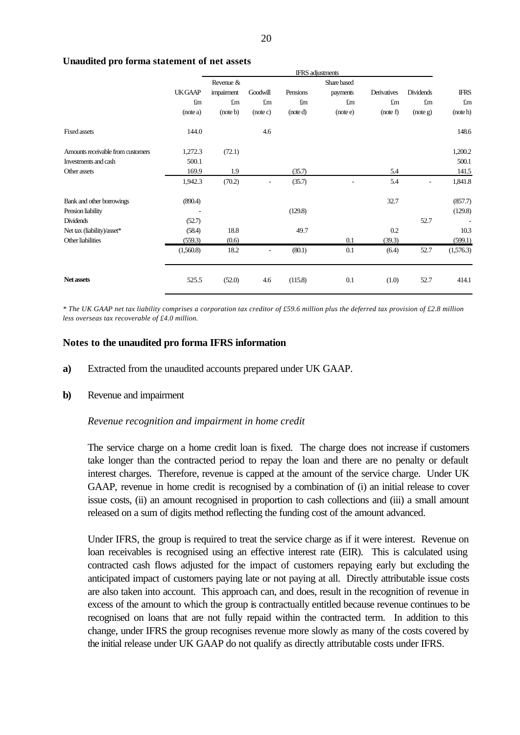**Unaudited pro forma statement of net assets**

| | | IFRS adjustments | | | | | | |
|---|---|---|---|---|---|---|---|---|
| | UK GAAP | Revenue & impairment | Goodwill | Pensions | Share based payments | Derivatives | Dividends | IFRS |
| | £m | £m | £m | £m | £m | £m | £m | £m |
| | (note a) | (note b) | (note c) | (note d) | (note e) | (note f) | (note g) | (note h) |
| Fixed assets | 144.0 | | 4.6 | | | | | 148.6 |
| Amounts receivable from customers | 1,272.3 | (72.1) | | | | | | 1,200.2 |
| Investments and cash | 500.1 | | | | | | | 500.1 |
| Other assets | 169.9 | 1.9 | | (35.7) | | 5.4 | | 141.5 |
| | 1,942.3 | (70.2) | - | (35.7) | - | 5.4 | - | 1,841.8 |
| Bank and other borrowings | (890.4) | | | | | 32.7 | | (857.7) |
| Pension liability | - | | | (129.8) | | | | (129.8) |
| Dividends | (52.7) | | | | | | 52.7 | - |
| Net tax (liability)/asset* | (58.4) | 18.8 | | 49.7 | | 0.2 | | 10.3 |
| Other liabilities | (559.3) | (0.6) | | | 0.1 | (39.3) | | (599.1) |
| | (1,560.8) | 18.2 | - | (80.1) | 0.1 | (6.4) | 52.7 | (1,576.3) |
| **Net assets** | 525.5 | (52.0) | 4.6 | (115.8) | 0.1 | (1.0) | 52.7 | 414.1 |

*\* The UK GAAP net tax liability comprises a corporation tax creditor of £59.6 million plus the deferred tax provision of £2.8 million less overseas tax recoverable of £4.0 million.*

## Notes to the unaudited pro forma IFRS information

**a)** Extracted from the unaudited accounts prepared under UK GAAP.

**b)** Revenue and impairment

*Revenue recognition and impairment in home credit*

The service charge on a home credit loan is fixed. The charge does not increase if customers take longer than the contracted period to repay the loan and there are no penalty or default interest charges. Therefore, revenue is capped at the amount of the service charge. Under UK GAAP, revenue in home credit is recognised by a combination of (i) an initial release to cover issue costs, (ii) an amount recognised in proportion to cash collections and (iii) a small amount released on a sum of digits method reflecting the funding cost of the amount advanced.

Under IFRS, the group is required to treat the service charge as if it were interest. Revenue on loan receivables is recognised using an effective interest rate (EIR). This is calculated using contracted cash flows adjusted for the impact of customers repaying early but excluding the anticipated impact of customers paying late or not paying at all. Directly attributable issue costs are also taken into account. This approach can, and does, result in the recognition of revenue in excess of the amount to which the group is contractually entitled because revenue continues to be recognised on loans that are not fully repaid within the contracted term. In addition to this change, under IFRS the group recognises revenue more slowly as many of the costs covered by the initial release under UK GAAP do not qualify as directly attributable costs under IFRS.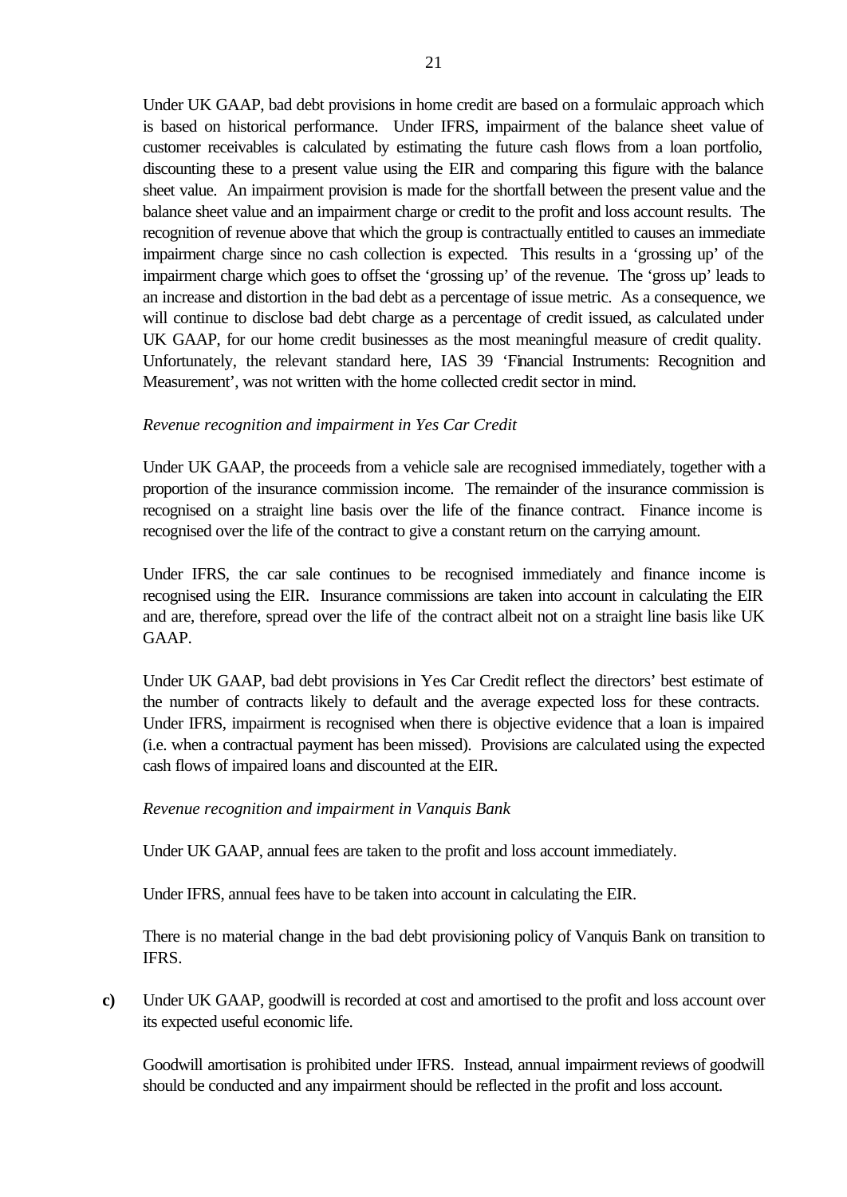Under UK GAAP, bad debt provisions in home credit are based on a formulaic approach which is based on historical performance. Under IFRS, impairment of the balance sheet value of customer receivables is calculated by estimating the future cash flows from a loan portfolio, discounting these to a present value using the EIR and comparing this figure with the balance sheet value. An impairment provision is made for the shortfall between the present value and the balance sheet value and an impairment charge or credit to the profit and loss account results. The recognition of revenue above that which the group is contractually entitled to causes an immediate impairment charge since no cash collection is expected. This results in a 'grossing up' of the impairment charge which goes to offset the 'grossing up' of the revenue. The 'gross up' leads to an increase and distortion in the bad debt as a percentage of issue metric. As a consequence, we will continue to disclose bad debt charge as a percentage of credit issued, as calculated under UK GAAP, for our home credit businesses as the most meaningful measure of credit quality. Unfortunately, the relevant standard here, IAS 39 'Financial Instruments: Recognition and Measurement', was not written with the home collected credit sector in mind.

*Revenue recognition and impairment in Yes Car Credit*

Under UK GAAP, the proceeds from a vehicle sale are recognised immediately, together with a proportion of the insurance commission income. The remainder of the insurance commission is recognised on a straight line basis over the life of the finance contract. Finance income is recognised over the life of the contract to give a constant return on the carrying amount.

Under IFRS, the car sale continues to be recognised immediately and finance income is recognised using the EIR. Insurance commissions are taken into account in calculating the EIR and are, therefore, spread over the life of the contract albeit not on a straight line basis like UK GAAP.

Under UK GAAP, bad debt provisions in Yes Car Credit reflect the directors' best estimate of the number of contracts likely to default and the average expected loss for these contracts. Under IFRS, impairment is recognised when there is objective evidence that a loan is impaired (i.e. when a contractual payment has been missed). Provisions are calculated using the expected cash flows of impaired loans and discounted at the EIR.

*Revenue recognition and impairment in Vanquis Bank*

Under UK GAAP, annual fees are taken to the profit and loss account immediately.

Under IFRS, annual fees have to be taken into account in calculating the EIR.

There is no material change in the bad debt provisioning policy of Vanquis Bank on transition to IFRS.

**c)** Under UK GAAP, goodwill is recorded at cost and amortised to the profit and loss account over its expected useful economic life.

Goodwill amortisation is prohibited under IFRS. Instead, annual impairment reviews of goodwill should be conducted and any impairment should be reflected in the profit and loss account.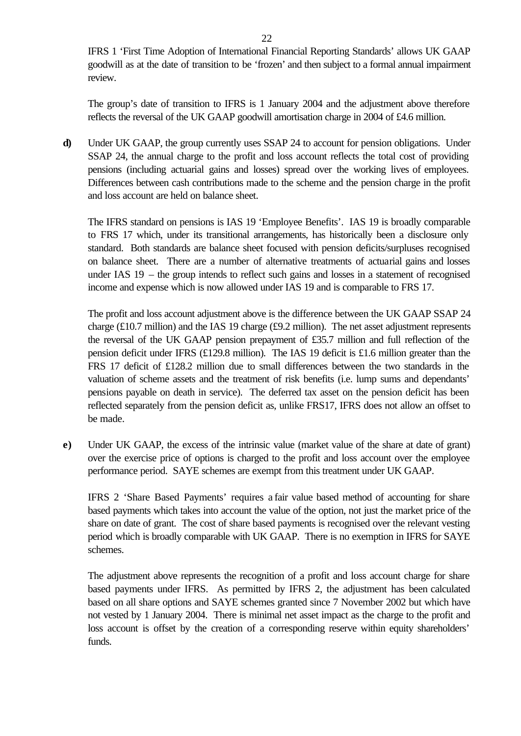IFRS 1 'First Time Adoption of International Financial Reporting Standards' allows UK GAAP goodwill as at the date of transition to be 'frozen' and then subject to a formal annual impairment review.

The group's date of transition to IFRS is 1 January 2004 and the adjustment above therefore reflects the reversal of the UK GAAP goodwill amortisation charge in 2004 of £4.6 million.

**d)** Under UK GAAP, the group currently uses SSAP 24 to account for pension obligations. Under SSAP 24, the annual charge to the profit and loss account reflects the total cost of providing pensions (including actuarial gains and losses) spread over the working lives of employees. Differences between cash contributions made to the scheme and the pension charge in the profit and loss account are held on balance sheet.

The IFRS standard on pensions is IAS 19 'Employee Benefits'. IAS 19 is broadly comparable to FRS 17 which, under its transitional arrangements, has historically been a disclosure only standard. Both standards are balance sheet focused with pension deficits/surpluses recognised on balance sheet. There are a number of alternative treatments of actuarial gains and losses under IAS 19 – the group intends to reflect such gains and losses in a statement of recognised income and expense which is now allowed under IAS 19 and is comparable to FRS 17.

The profit and loss account adjustment above is the difference between the UK GAAP SSAP 24 charge (£10.7 million) and the IAS 19 charge (£9.2 million). The net asset adjustment represents the reversal of the UK GAAP pension prepayment of £35.7 million and full reflection of the pension deficit under IFRS (£129.8 million). The IAS 19 deficit is £1.6 million greater than the FRS 17 deficit of £128.2 million due to small differences between the two standards in the valuation of scheme assets and the treatment of risk benefits (i.e. lump sums and dependants' pensions payable on death in service). The deferred tax asset on the pension deficit has been reflected separately from the pension deficit as, unlike FRS17, IFRS does not allow an offset to be made.

**e)** Under UK GAAP, the excess of the intrinsic value (market value of the share at date of grant) over the exercise price of options is charged to the profit and loss account over the employee performance period. SAYE schemes are exempt from this treatment under UK GAAP.

IFRS 2 'Share Based Payments' requires a fair value based method of accounting for share based payments which takes into account the value of the option, not just the market price of the share on date of grant. The cost of share based payments is recognised over the relevant vesting period which is broadly comparable with UK GAAP. There is no exemption in IFRS for SAYE schemes.

The adjustment above represents the recognition of a profit and loss account charge for share based payments under IFRS. As permitted by IFRS 2, the adjustment has been calculated based on all share options and SAYE schemes granted since 7 November 2002 but which have not vested by 1 January 2004. There is minimal net asset impact as the charge to the profit and loss account is offset by the creation of a corresponding reserve within equity shareholders' funds.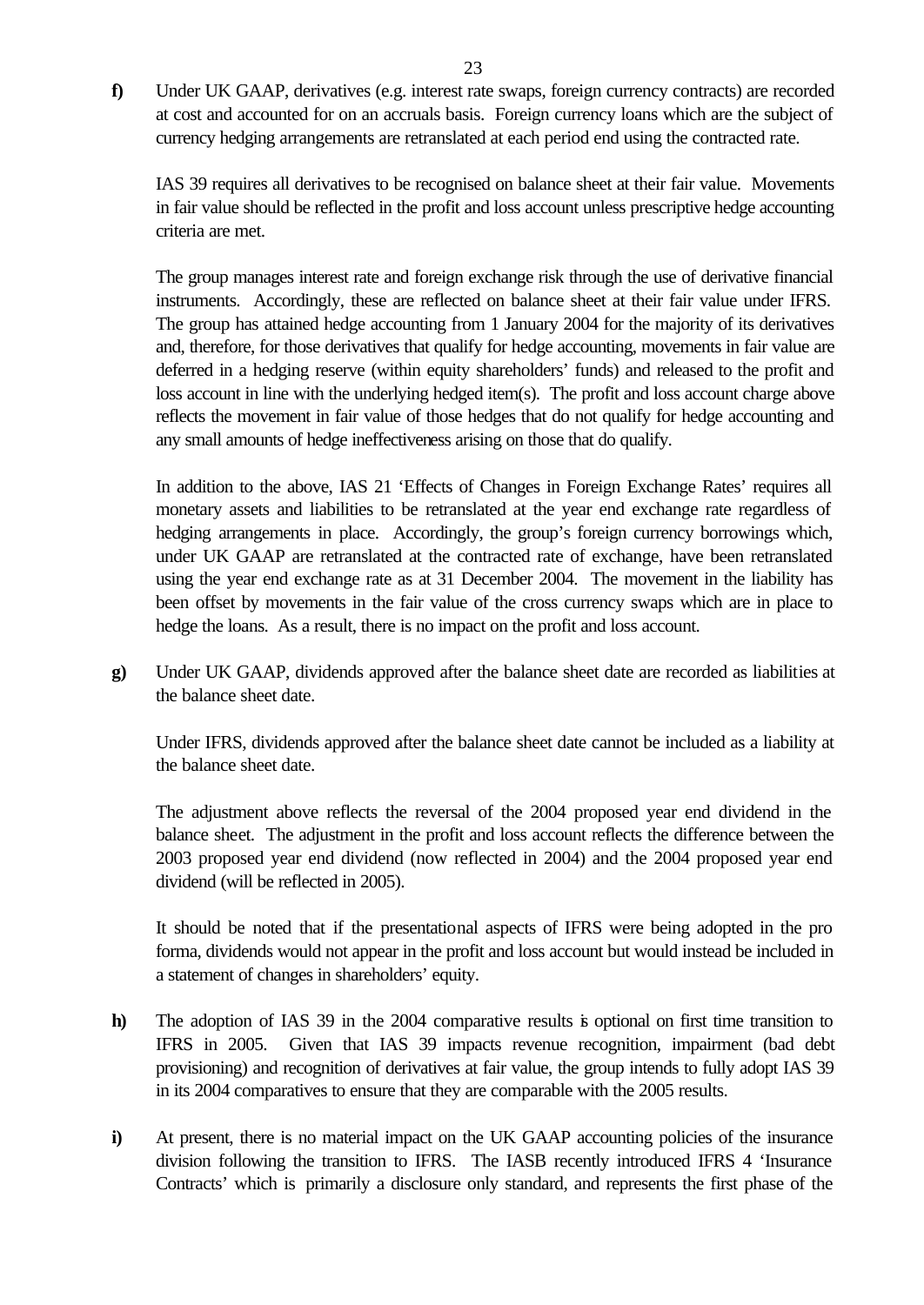**f)** Under UK GAAP, derivatives (e.g. interest rate swaps, foreign currency contracts) are recorded at cost and accounted for on an accruals basis. Foreign currency loans which are the subject of currency hedging arrangements are retranslated at each period end using the contracted rate.

IAS 39 requires all derivatives to be recognised on balance sheet at their fair value. Movements in fair value should be reflected in the profit and loss account unless prescriptive hedge accounting criteria are met.

The group manages interest rate and foreign exchange risk through the use of derivative financial instruments. Accordingly, these are reflected on balance sheet at their fair value under IFRS. The group has attained hedge accounting from 1 January 2004 for the majority of its derivatives and, therefore, for those derivatives that qualify for hedge accounting, movements in fair value are deferred in a hedging reserve (within equity shareholders' funds) and released to the profit and loss account in line with the underlying hedged item(s). The profit and loss account charge above reflects the movement in fair value of those hedges that do not qualify for hedge accounting and any small amounts of hedge ineffectiveness arising on those that do qualify.

In addition to the above, IAS 21 'Effects of Changes in Foreign Exchange Rates' requires all monetary assets and liabilities to be retranslated at the year end exchange rate regardless of hedging arrangements in place. Accordingly, the group's foreign currency borrowings which, under UK GAAP are retranslated at the contracted rate of exchange, have been retranslated using the year end exchange rate as at 31 December 2004. The movement in the liability has been offset by movements in the fair value of the cross currency swaps which are in place to hedge the loans. As a result, there is no impact on the profit and loss account.

**g)** Under UK GAAP, dividends approved after the balance sheet date are recorded as liabilities at the balance sheet date.

Under IFRS, dividends approved after the balance sheet date cannot be included as a liability at the balance sheet date.

The adjustment above reflects the reversal of the 2004 proposed year end dividend in the balance sheet. The adjustment in the profit and loss account reflects the difference between the 2003 proposed year end dividend (now reflected in 2004) and the 2004 proposed year end dividend (will be reflected in 2005).

It should be noted that if the presentational aspects of IFRS were being adopted in the pro forma, dividends would not appear in the profit and loss account but would instead be included in a statement of changes in shareholders' equity.

**h)** The adoption of IAS 39 in the 2004 comparative results is optional on first time transition to IFRS in 2005. Given that IAS 39 impacts revenue recognition, impairment (bad debt provisioning) and recognition of derivatives at fair value, the group intends to fully adopt IAS 39 in its 2004 comparatives to ensure that they are comparable with the 2005 results.

**i)** At present, there is no material impact on the UK GAAP accounting policies of the insurance division following the transition to IFRS. The IASB recently introduced IFRS 4 'Insurance Contracts' which is primarily a disclosure only standard, and represents the first phase of the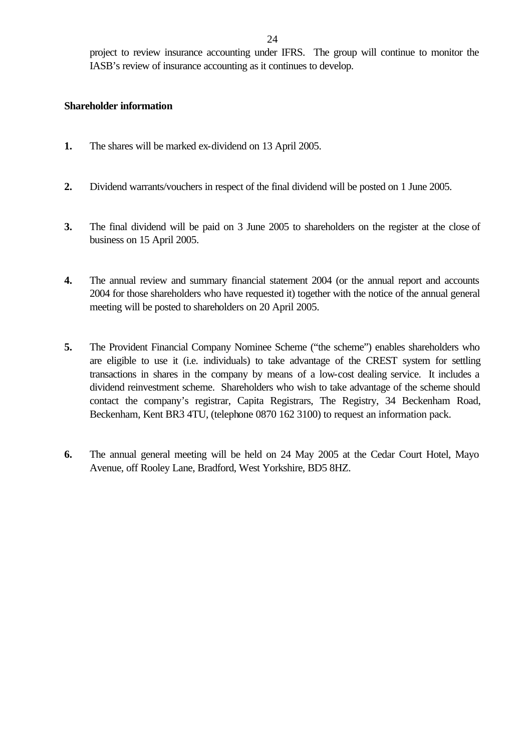project to review insurance accounting under IFRS. The group will continue to monitor the IASB's review of insurance accounting as it continues to develop.

**Shareholder information**

**1.** The shares will be marked ex-dividend on 13 April 2005.

**2.** Dividend warrants/vouchers in respect of the final dividend will be posted on 1 June 2005.

**3.** The final dividend will be paid on 3 June 2005 to shareholders on the register at the close of business on 15 April 2005.

**4.** The annual review and summary financial statement 2004 (or the annual report and accounts 2004 for those shareholders who have requested it) together with the notice of the annual general meeting will be posted to shareholders on 20 April 2005.

**5.** The Provident Financial Company Nominee Scheme ("the scheme") enables shareholders who are eligible to use it (i.e. individuals) to take advantage of the CREST system for settling transactions in shares in the company by means of a low-cost dealing service. It includes a dividend reinvestment scheme. Shareholders who wish to take advantage of the scheme should contact the company's registrar, Capita Registrars, The Registry, 34 Beckenham Road, Beckenham, Kent BR3 4TU, (telephone 0870 162 3100) to request an information pack.

**6.** The annual general meeting will be held on 24 May 2005 at the Cedar Court Hotel, Mayo Avenue, off Rooley Lane, Bradford, West Yorkshire, BD5 8HZ.